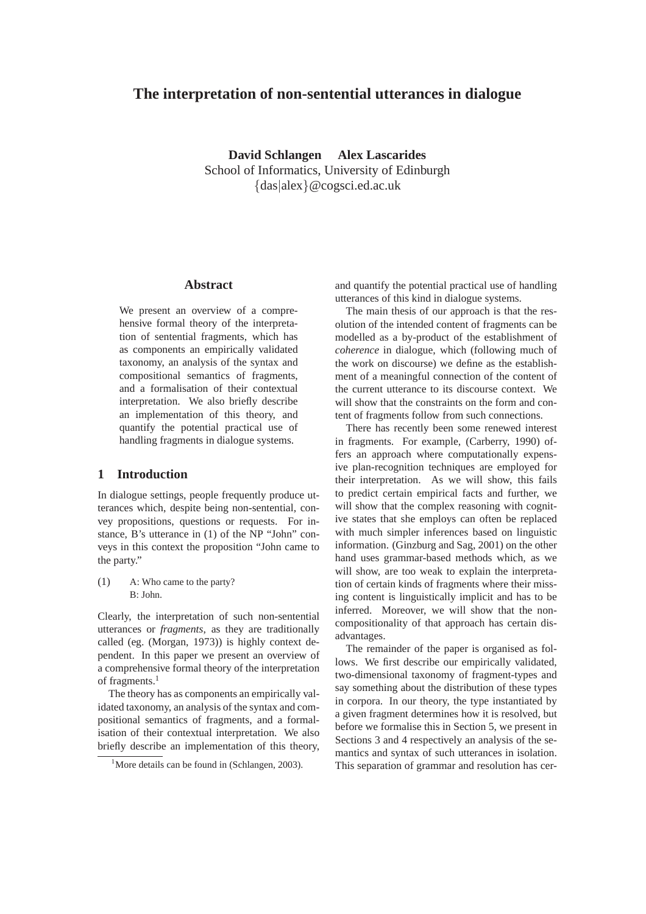# The interpretation of non-sentential utterances in dialogue

**David Schlangen**   **Alex Lascarides**
School of Informatics, University of Edinburgh
{das|alex}@cogsci.ed.ac.uk

## Abstract

We present an overview of a comprehensive formal theory of the interpretation of sentential fragments, which has as components an empirically validated taxonomy, an analysis of the syntax and compositional semantics of fragments, and a formalisation of their contextual interpretation. We also briefly describe an implementation of this theory, and quantify the potential practical use of handling fragments in dialogue systems.

## 1 Introduction

In dialogue settings, people frequently produce utterances which, despite being non-sentential, convey propositions, questions or requests. For instance, B's utterance in (1) of the NP "John" conveys in this context the proposition "John came to the party."

(1) A: Who came to the party?
B: John.

Clearly, the interpretation of such non-sentential utterances or *fragments*, as they are traditionally called (eg. (Morgan, 1973)) is highly context dependent. In this paper we present an overview of a comprehensive formal theory of the interpretation of fragments.[1]

The theory has as components an empirically validated taxonomy, an analysis of the syntax and compositional semantics of fragments, and a formalisation of their contextual interpretation. We also briefly describe an implementation of this theory, and quantify the potential practical use of handling utterances of this kind in dialogue systems.

The main thesis of our approach is that the resolution of the intended content of fragments can be modelled as a by-product of the establishment of *coherence* in dialogue, which (following much of the work on discourse) we define as the establishment of a meaningful connection of the content of the current utterance to its discourse context. We will show that the constraints on the form and content of fragments follow from such connections.

There has recently been some renewed interest in fragments. For example, (Carberry, 1990) offers an approach where computationally expensive plan-recognition techniques are employed for their interpretation. As we will show, this fails to predict certain empirical facts and further, we will show that the complex reasoning with cognitive states that she employs can often be replaced with much simpler inferences based on linguistic information. (Ginzburg and Sag, 2001) on the other hand uses grammar-based methods which, as we will show, are too weak to explain the interpretation of certain kinds of fragments where their missing content is linguistically implicit and has to be inferred. Moreover, we will show that the non-compositionality of that approach has certain disadvantages.

The remainder of the paper is organised as follows. We first describe our empirically validated, two-dimensional taxonomy of fragment-types and say something about the distribution of these types in corpora. In our theory, the type instantiated by a given fragment determines how it is resolved, but before we formalise this in Section 5, we present in Sections 3 and 4 respectively an analysis of the semantics and syntax of such utterances in isolation. This separation of grammar and resolution has cer-

[1] More details can be found in (Schlangen, 2003).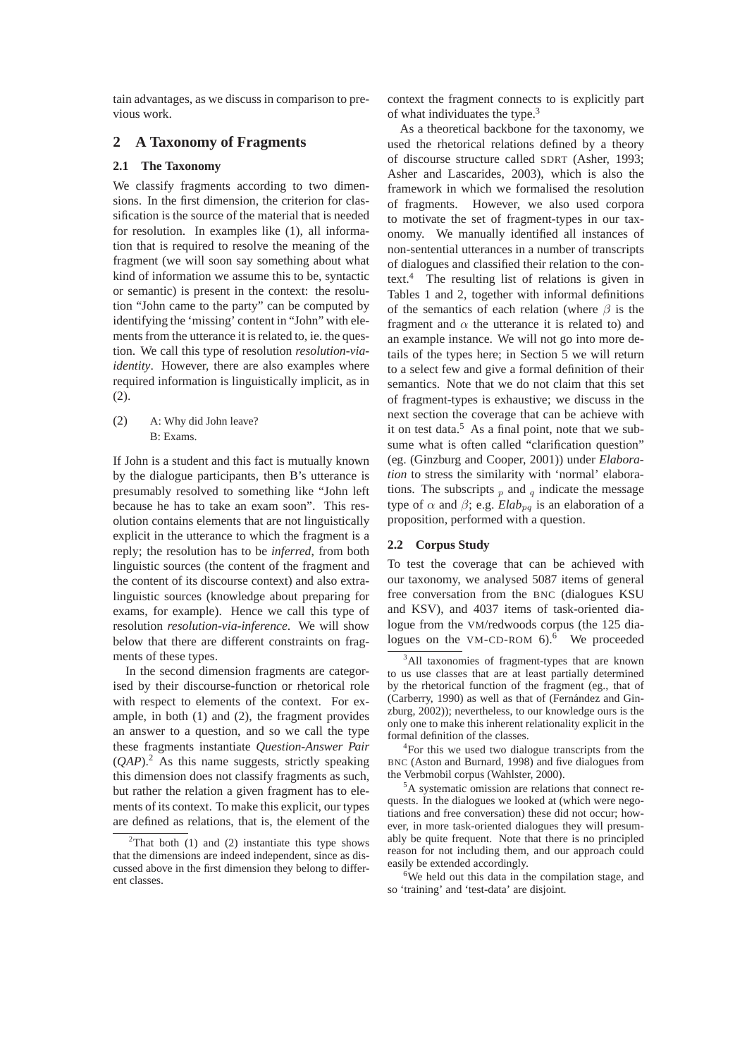tain advantages, as we discuss in comparison to previous work.

## 2 A Taxonomy of Fragments

### 2.1 The Taxonomy

We classify fragments according to two dimensions. In the first dimension, the criterion for classification is the source of the material that is needed for resolution. In examples like (1), all information that is required to resolve the meaning of the fragment (we will soon say something about what kind of information we assume this to be, syntactic or semantic) is present in the context: the resolution "John came to the party" can be computed by identifying the 'missing' content in "John" with elements from the utterance it is related to, ie. the question. We call this type of resolution *resolution-via-identity*. However, there are also examples where required information is linguistically implicit, as in (2).

(2) A: Why did John leave?
    B: Exams.

If John is a student and this fact is mutually known by the dialogue participants, then B's utterance is presumably resolved to something like "John left because he has to take an exam soon". This resolution contains elements that are not linguistically explicit in the utterance to which the fragment is a reply; the resolution has to be *inferred*, from both linguistic sources (the content of the fragment and the content of its discourse context) and also extra-linguistic sources (knowledge about preparing for exams, for example). Hence we call this type of resolution *resolution-via-inference*. We will show below that there are different constraints on fragments of these types.

In the second dimension fragments are categorised by their discourse-function or rhetorical role with respect to elements of the context. For example, in both (1) and (2), the fragment provides an answer to a question, and so we call the type these fragments instantiate *Question-Answer Pair* (*QAP*).[2] As this name suggests, strictly speaking this dimension does not classify fragments as such, but rather the relation a given fragment has to elements of its context. To make this explicit, our types are defined as relations, that is, the element of the context the fragment connects to is explicitly part of what individuates the type.[3]

As a theoretical backbone for the taxonomy, we used the rhetorical relations defined by a theory of discourse structure called SDRT (Asher, 1993; Asher and Lascarides, 2003), which is also the framework in which we formalised the resolution of fragments. However, we also used corpora to motivate the set of fragment-types in our taxonomy. We manually identified all instances of non-sentential utterances in a number of transcripts of dialogues and classified their relation to the context.[4] The resulting list of relations is given in Tables 1 and 2, together with informal definitions of the semantics of each relation (where $\beta$ is the fragment and $\alpha$ the utterance it is related to) and an example instance. We will not go into more details of the types here; in Section 5 we will return to a select few and give a formal definition of their semantics. Note that we do not claim that this set of fragment-types is exhaustive; we discuss in the next section the coverage that can be achieve with it on test data.[5] As a final point, note that we subsume what is often called "clarification question" (eg. (Ginzburg and Cooper, 2001)) under *Elaboration* to stress the similarity with 'normal' elaborations. The subscripts $_p$ and $_q$ indicate the message type of $\alpha$ and $\beta$; e.g. $Elab_{pq}$ is an elaboration of a proposition, performed with a question.

### 2.2 Corpus Study

To test the coverage that can be achieved with our taxonomy, we analysed 5087 items of general free conversation from the BNC (dialogues KSU and KSV), and 4037 items of task-oriented dialogue from the VM/redwoods corpus (the 125 dialogues on the VM-CD-ROM 6).[6] We proceeded

---

[2] That both (1) and (2) instantiate this type shows that the dimensions are indeed independent, since as discussed above in the first dimension they belong to different classes.

[3] All taxonomies of fragment-types that are known to us use classes that are at least partially determined by the rhetorical function of the fragment (eg., that of (Carberry, 1990) as well as that of (Fernández and Ginzburg, 2002)); nevertheless, to our knowledge ours is the only one to make this inherent relationality explicit in the formal definition of the classes.

[4] For this we used two dialogue transcripts from the BNC (Aston and Burnard, 1998) and five dialogues from the Verbmobil corpus (Wahlster, 2000).

[5] A systematic omission are relations that connect requests. In the dialogues we looked at (which were negotiations and free conversation) these did not occur; however, in more task-oriented dialogues they will presumably be quite frequent. Note that there is no principled reason for not including them, and our approach could easily be extended accordingly.

[6] We held out this data in the compilation stage, and so 'training' and 'test-data' are disjoint.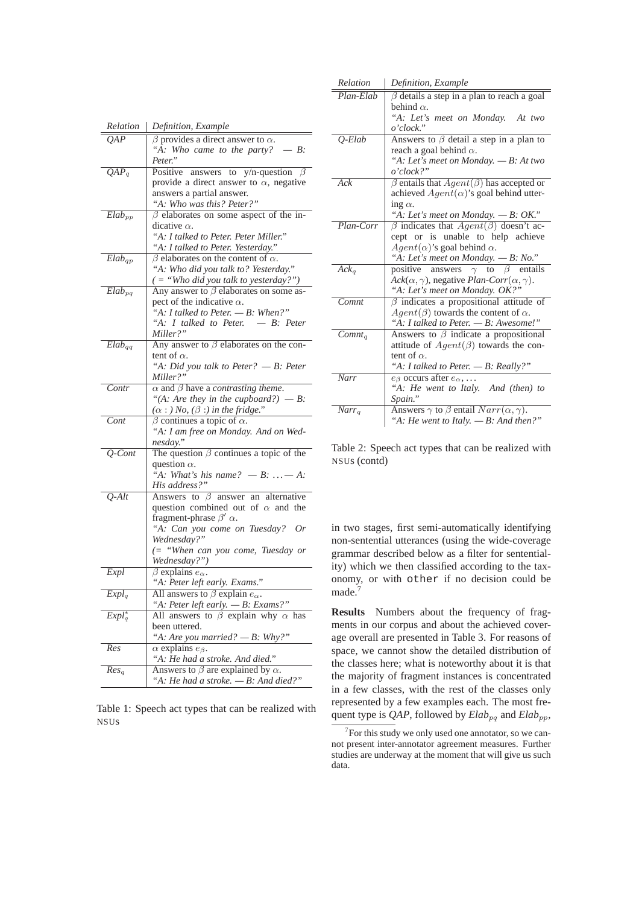| *Relation* | *Definition, Example* |
|---|---|
| *QAP* | $\beta$ provides a direct answer to $\alpha$. *"A: Who came to the party? — B: Peter."* |
| *QAP$_q$* | Positive answers to y/n-question $\beta$ provide a direct answer to $\alpha$, negative answers a partial answer. *"A: Who was this? Peter?"* |
| *Elab$_{pp}$* | $\beta$ elaborates on some aspect of the indicative $\alpha$. *"A: I talked to Peter. Peter Miller."* *"A: I talked to Peter. Yesterday."* |
| *Elab$_{qp}$* | $\beta$ elaborates on the content of $\alpha$. *"A: Who did you talk to? Yesterday."* *( = "Who did you talk to yesterday?")* |
| *Elab$_{pq}$* | Any answer to $\beta$ elaborates on some aspect of the indicative $\alpha$. *"A: I talked to Peter. — B: When?"* *"A: I talked to Peter. — B: Peter Miller?"* |
| *Elab$_{qq}$* | Any answer to $\beta$ elaborates on the content of $\alpha$. *"A: Did you talk to Peter? — B: Peter Miller?"* |
| *Contr* | $\alpha$ and $\beta$ have a *contrasting theme*. *"(A: Are they in the cupboard?) — B: ($\alpha$ : ) No, ($\beta$ :) in the fridge."* |
| *Cont* | $\beta$ continues a topic of $\alpha$. *"A: I am free on Monday. And on Wednesday."* |
| *Q-Cont* | The question $\beta$ continues a topic of the question $\alpha$. *"A: What's his name? — B: ... — A: His address?"* |
| *Q-Alt* | Answers to $\beta$ answer an alternative question combined out of $\alpha$ and the fragment-phrase $\beta'$ $\alpha$. *"A: Can you come on Tuesday? Or Wednesday?"* *(= "When can you come, Tuesday or Wednesday?")* |
| *Expl* | $\beta$ explains $e_\alpha$. *"A: Peter left early. Exams."* |
| *Expl$_q$* | All answers to $\beta$ explain $e_\alpha$. *"A: Peter left early. — B: Exams?"* |
| *Expl$_q^*$* | All answers to $\beta$ explain why $\alpha$ has been uttered. *"A: Are you married? — B: Why?"* |
| *Res* | $\alpha$ explains $e_\beta$. *"A: He had a stroke. And died."* |
| *Res$_q$* | Answers to $\beta$ are explained by $\alpha$. *"A: He had a stroke. — B: And died?"* |

Table 1: Speech act types that can be realized with NSUs

| *Relation* | *Definition, Example* |
|---|---|
| *Plan-Elab* | $\beta$ details a step in a plan to reach a goal behind $\alpha$. *"A: Let's meet on Monday. At two o'clock."* |
| *Q-Elab* | Answers to $\beta$ detail a step in a plan to reach a goal behind $\alpha$. *"A: Let's meet on Monday. — B: At two o'clock?"* |
| *Ack* | $\beta$ entails that $Agent(\beta)$ has accepted or achieved $Agent(\alpha)$'s goal behind uttering $\alpha$. *"A: Let's meet on Monday. — B: OK."* |
| *Plan-Corr* | $\beta$ indicates that $Agent(\beta)$ doesn't accept or is unable to help achieve $Agent(\alpha)$'s goal behind $\alpha$. *"A: Let's meet on Monday. — B: No."* |
| *Ack$_q$* | positive answers $\gamma$ to $\beta$ entails *Ack*($\alpha, \gamma$), negative *Plan-Corr*($\alpha, \gamma$). *"A: Let's meet on Monday. OK?"* |
| *Comnt* | $\beta$ indicates a propositional attitude of $Agent(\beta)$ towards the content of $\alpha$. *"A: I talked to Peter. — B: Awesome!"* |
| *Comnt$_q$* | Answers to $\beta$ indicate a propositional attitude of $Agent(\beta)$ towards the content of $\alpha$. *"A: I talked to Peter. — B: Really?"* |
| *Narr* | $e_\beta$ occurs after $e_\alpha$, ... *"A: He went to Italy. And (then) to Spain."* |
| *Narr$_q$* | Answers $\gamma$ to $\beta$ entail $Narr(\alpha, \gamma)$. *"A: He went to Italy. — B: And then?"* |

Table 2: Speech act types that can be realized with NSUs (contd)

in two stages, first semi-automatically identifying non-sentential utterances (using the wide-coverage grammar described below as a filter for sententiality) which we then classified according to the taxonomy, or with `other` if no decision could be made.[7]

**Results** Numbers about the frequency of fragments in our corpus and about the achieved coverage overall are presented in Table 3. For reasons of space, we cannot show the detailed distribution of the classes here; what is noteworthy about it is that the majority of fragment instances is concentrated in a few classes, with the rest of the classes only represented by a few examples each. The most frequent type is *QAP*, followed by *Elab$_{pq}$* and *Elab$_{pp}$*,

[7] For this study we only used one annotator, so we cannot present inter-annotator agreement measures. Further studies are underway at the moment that will give us such data.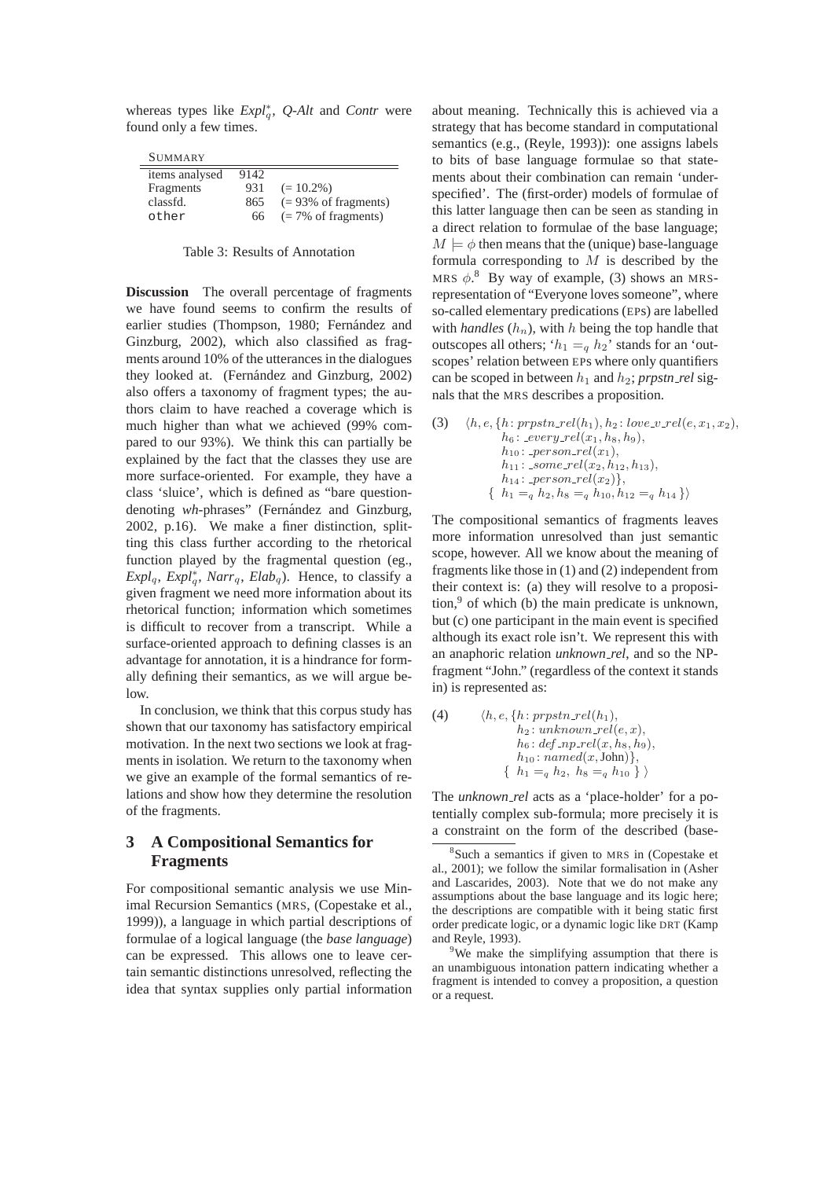whereas types like $Expl^*_q$, *Q-Alt* and *Contr* were found only a few times.

| SUMMARY | | |
|---|---|---|
| items analysed | 9142 | |
| Fragments | 931 | (= 10.2%) |
| classfd. | 865 | (= 93% of fragments) |
| other | 66 | (= 7% of fragments) |

Table 3: Results of Annotation

**Discussion** The overall percentage of fragments we have found seems to confirm the results of earlier studies (Thompson, 1980; Fernández and Ginzburg, 2002), which also classified as fragments around 10% of the utterances in the dialogues they looked at. (Fernández and Ginzburg, 2002) also offers a taxonomy of fragment types; the authors claim to have reached a coverage which is much higher than what we achieved (99% compared to our 93%). We think this can partially be explained by the fact that the classes they use are more surface-oriented. For example, they have a class 'sluice', which is defined as "bare question-denoting *wh*-phrases" (Fernández and Ginzburg, 2002, p.16). We make a finer distinction, splitting this class further according to the rhetorical function played by the fragmental question (eg., $Expl_q$, $Expl^*_q$, $Narr_q$, $Elab_q$). Hence, to classify a given fragment we need more information about its rhetorical function; information which sometimes is difficult to recover from a transcript. While a surface-oriented approach to defining classes is an advantage for annotation, it is a hindrance for formally defining their semantics, as we will argue below.

In conclusion, we think that this corpus study has shown that our taxonomy has satisfactory empirical motivation. In the next two sections we look at fragments in isolation. We return to the taxonomy when we give an example of the formal semantics of relations and show how they determine the resolution of the fragments.

## 3 A Compositional Semantics for Fragments

For compositional semantic analysis we use Minimal Recursion Semantics (MRS, (Copestake et al., 1999)), a language in which partial descriptions of formulae of a logical language (the *base language*) can be expressed. This allows one to leave certain semantic distinctions unresolved, reflecting the idea that syntax supplies only partial information about meaning. Technically this is achieved via a strategy that has become standard in computational semantics (e.g., (Reyle, 1993)): one assigns labels to bits of base language formulae so that statements about their combination can remain 'underspecified'. The (first-order) models of formulae of this latter language then can be seen as standing in a direct relation to formulae of the base language; $M \models \phi$ then means that the (unique) base-language formula corresponding to $M$ is described by the MRS $\phi$.[8] By way of example, (3) shows an MRS-representation of "Everyone loves someone", where so-called elementary predications (EPs) are labelled with *handles* ($h_n$), with $h$ being the top handle that outscopes all others; '$h_1 =_q h_2$' stands for an 'outscopes' relation between EPs where only quantifiers can be scoped in between $h_1$ and $h_2$; *prpstn_rel* signals that the MRS describes a proposition.

(3)
$$\begin{aligned}\langle h, e, \{& h\colon prpstn\_rel(h_1), h_2\colon love\_v\_rel(e, x_1, x_2),\\ & h_6\colon \_every\_rel(x_1, h_8, h_9),\\ & h_{10}\colon \_person\_rel(x_1),\\ & h_{11}\colon \_some\_rel(x_2, h_{12}, h_{13}),\\ & h_{14}\colon \_person\_rel(x_2)\},\\ & \{\ h_1 =_q h_2, h_8 =_q h_{10}, h_{12} =_q h_{14}\ \}\rangle\end{aligned}$$

The compositional semantics of fragments leaves more information unresolved than just semantic scope, however. All we know about the meaning of fragments like those in (1) and (2) independent from their context is: (a) they will resolve to a proposition,[9] of which (b) the main predicate is unknown, but (c) one participant in the main event is specified although its exact role isn't. We represent this with an anaphoric relation *unknown_rel*, and so the NP-fragment "John." (regardless of the context it stands in) is represented as:

(4)
$$\begin{aligned}\langle h, e, \{& h\colon prpstn\_rel(h_1),\\ & h_2\colon unknown\_rel(e, x),\\ & h_6\colon def\_np\_rel(x, h_8, h_9),\\ & h_{10}\colon named(x, \text{John})\},\\ & \{\ h_1 =_q h_2,\ h_8 =_q h_{10}\ \}\ \rangle\end{aligned}$$

The *unknown_rel* acts as a 'place-holder' for a potentially complex sub-formula; more precisely it is a constraint on the form of the described (base-

[8] Such a semantics if given to MRS in (Copestake et al., 2001); we follow the similar formalisation in (Asher and Lascarides, 2003). Note that we do not make any assumptions about the base language and its logic here; the descriptions are compatible with it being static first order predicate logic, or a dynamic logic like DRT (Kamp and Reyle, 1993).

[9] We make the simplifying assumption that there is an unambiguous intonation pattern indicating whether a fragment is intended to convey a proposition, a question or a request.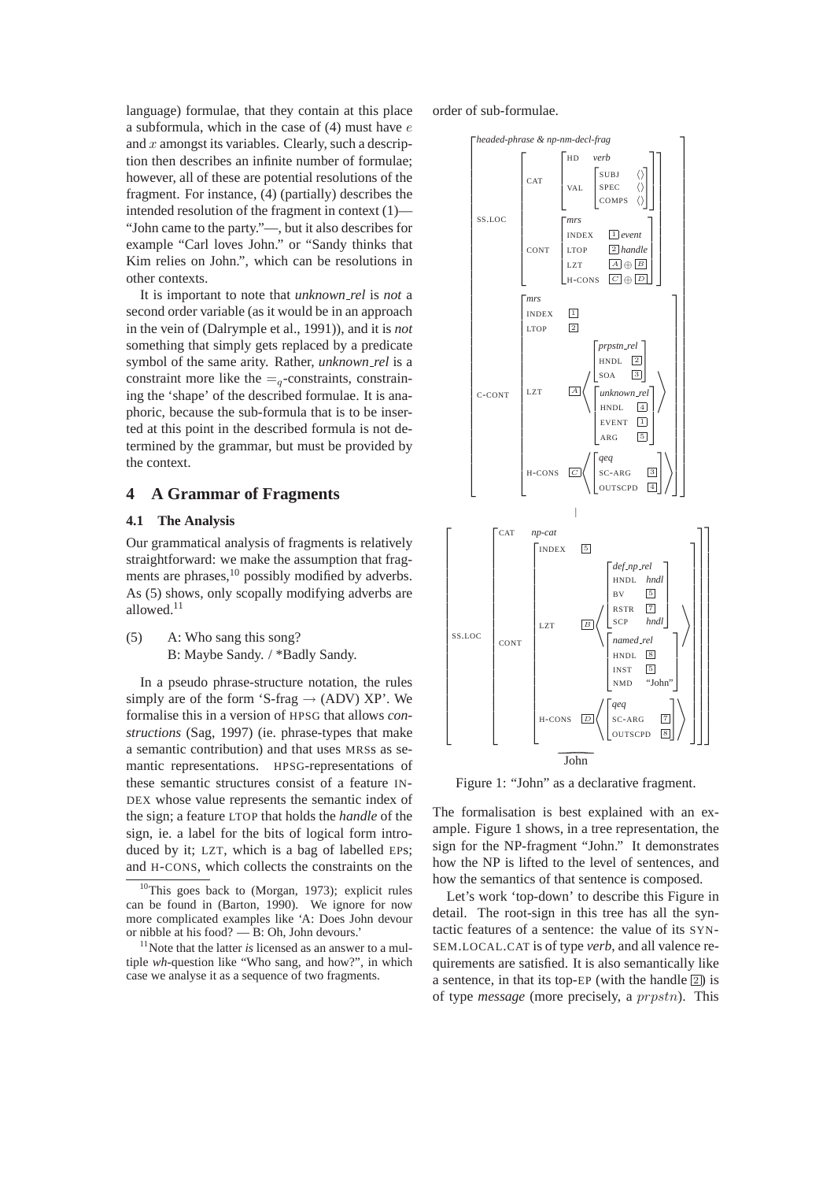language) formulae, that they contain at this place a subformula, which in the case of (4) must have $e$ and $x$ amongst its variables. Clearly, such a description then describes an infinite number of formulae; however, all of these are potential resolutions of the fragment. For instance, (4) (partially) describes the intended resolution of the fragment in context (1)—"John came to the party."—, but it also describes for example "Carl loves John." or "Sandy thinks that Kim relies on John.", which can be resolutions in other contexts.

It is important to note that *unknown_rel* is *not* a second order variable (as it would be in an approach in the vein of (Dalrymple et al., 1991)), and it is *not* something that simply gets replaced by a predicate symbol of the same arity. Rather, *unknown_rel* is a constraint more like the $=_q$-constraints, constraining the 'shape' of the described formulae. It is anaphoric, because the sub-formula that is to be inserted at this point in the described formula is not determined by the grammar, but must be provided by the context.

## 4 A Grammar of Fragments

### 4.1 The Analysis

Our grammatical analysis of fragments is relatively straightforward: we make the assumption that fragments are phrases,[10] possibly modified by adverbs. As (5) shows, only scopally modifying adverbs are allowed.[11]

(5) A: Who sang this song?
B: Maybe Sandy. / *Badly Sandy.

In a pseudo phrase-structure notation, the rules simply are of the form 'S-frag → (ADV) XP'. We formalise this in a version of HPSG that allows *constructions* (Sag, 1997) (ie. phrase-types that make a semantic contribution) and that uses MRSs as semantic representations. HPSG-representations of these semantic structures consist of a feature INDEX whose value represents the semantic index of the sign; a feature LTOP that holds the *handle* of the sign, ie. a label for the bits of logical form introduced by it; LZT, which is a bag of labelled EPs; and H-CONS, which collects the constraints on the order of sub-formulae.

[10] This goes back to (Morgan, 1973); explicit rules can be found in (Barton, 1990). We ignore for now more complicated examples like 'A: Does John devour or nibble at his food? — B: Oh, John devours.'

[11] Note that the latter *is* licensed as an answer to a multiple *wh*-question like "Who sang, and how?", in which case we analyse it as a sequence of two fragments.

```
[headed-phrase & np-nm-decl-frag
 SS.LOC [CAT  [HD  verb
               VAL [SUBJ  ⟨⟩
                    SPEC  ⟨⟩
                    COMPS ⟨⟩]]
         CONT [mrs
               INDEX  [1] event
               LTOP   [2] handle
               LZT    [A] ⊕ [B]
               H-CONS [C] ⊕ [D]]]
 C-CONT [mrs
         INDEX [1]
         LTOP  [2]
         LZT   [A] ⟨ [prpstn_rel
                      HNDL [2]
                      SOA  [3]],
                     [unknown_rel
                      HNDL  [4]
                      EVENT [1]
                      ARG   [5]] ⟩
         H-CONS [C] ⟨ [qeq
                       SC-ARG  [3]
                       OUTSCPD [4]] ⟩ ]]
        |
[SS.LOC [CAT  np-cat
         CONT [INDEX [5]
               LZT [B] ⟨ [def_np_rel
                          HNDL hndl
                          BV   [5]
                          RSTR [7]
                          SCP  hndl],
                         [named_rel
                          HNDL [8]
                          INST [5]
                          NMD  "John"] ⟩
               H-CONS [D] ⟨ [qeq
                             SC-ARG  [7]
                             OUTSCPD [8]] ⟩ ]]]
        John
```

Figure 1: "John" as a declarative fragment.

The formalisation is best explained with an example. Figure 1 shows, in a tree representation, the sign for the NP-fragment "John." It demonstrates how the NP is lifted to the level of sentences, and how the semantics of that sentence is composed.

Let's work 'top-down' to describe this Figure in detail. The root-sign in this tree has all the syntactic features of a sentence: the value of its SYNSEM.LOCAL.CAT is of type *verb*, and all valence requirements are satisfied. It is also semantically like a sentence, in that its top-EP (with the handle [2]) is of type *message* (more precisely, a $prpstn$). This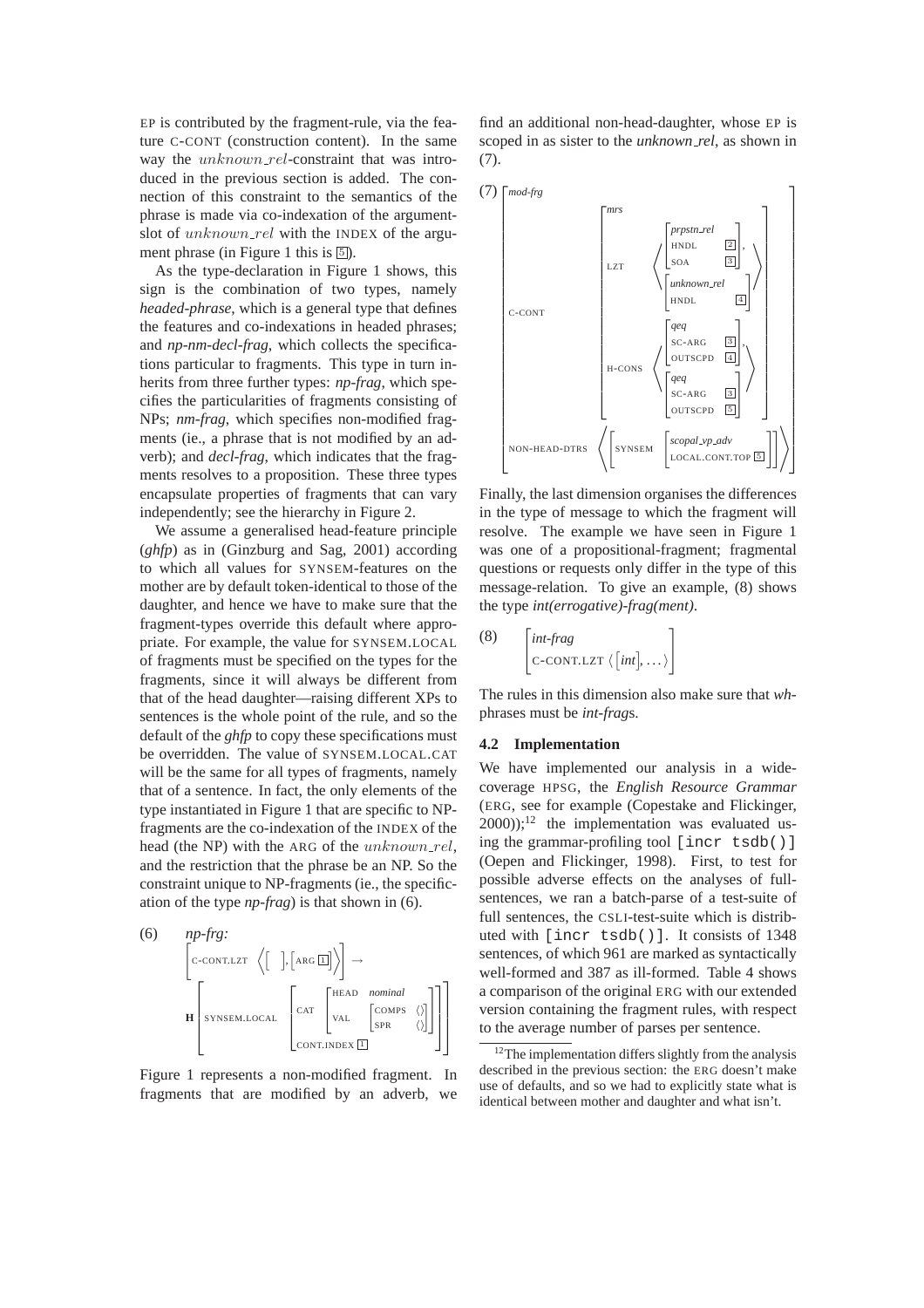EP is contributed by the fragment-rule, via the feature C-CONT (construction content). In the same way the *unknown_rel*-constraint that was introduced in the previous section is added. The connection of this constraint to the semantics of the phrase is made via co-indexation of the argument-slot of *unknown_rel* with the INDEX of the argument phrase (in Figure 1 this is [5]).

As the type-declaration in Figure 1 shows, this sign is the combination of two types, namely *headed-phrase*, which is a general type that defines the features and co-indexations in headed phrases; and *np-nm-decl-frag*, which collects the specifications particular to fragments. This type in turn inherits from three further types: *np-frag*, which specifies the particularities of fragments consisting of NPs; *nm-frag*, which specifies non-modified fragments (ie., a phrase that is not modified by an adverb); and *decl-frag*, which indicates that the fragments resolves to a proposition. These three types encapsulate properties of fragments that can vary independently; see the hierarchy in Figure 2.

We assume a generalised head-feature principle (*ghfp*) as in (Ginzburg and Sag, 2001) according to which all values for SYNSEM-features on the mother are by default token-identical to those of the daughter, and hence we have to make sure that the fragment-types override this default where appropriate. For example, the value for SYNSEM.LOCAL of fragments must be specified on the types for the fragments, since it will always be different from that of the head daughter—raising different XPs to sentences is the whole point of the rule, and so the default of the *ghfp* to copy these specifications must be overridden. The value of SYNSEM.LOCAL.CAT will be the same for all types of fragments, namely that of a sentence. In fact, the only elements of the type instantiated in Figure 1 that are specific to NP-fragments are the co-indexation of the INDEX of the head (the NP) with the ARG of the *unknown_rel*, and the restriction that the phrase be an NP. So the constraint unique to NP-fragments (ie., the specification of the type *np-frag*) is that shown in (6).

(6) *np-frg:*

$$\left[\text{C-CONT.LZT}\ \left\langle \left[\ \right], \left[\text{ARG}\ \boxed{1}\right] \right\rangle \right] \rightarrow$$

$$\textbf{H}\left[\text{SYNSEM.LOCAL}\ \left[\begin{array}{l}\text{CAT}\ \left[\begin{array}{l}\text{HEAD}\ \ \textit{nominal}\\ \text{VAL}\ \left[\begin{array}{ll}\text{COMPS} & \langle\rangle\\ \text{SPR} & \langle\rangle\end{array}\right]\end{array}\right]\\ \text{CONT.INDEX}\ \boxed{1}\end{array}\right]\right]$$

Figure 1 represents a non-modified fragment. In fragments that are modified by an adverb, we find an additional non-head-daughter, whose EP is scoped in as sister to the *unknown_rel*, as shown in (7).

(7)

$$\left[\begin{array}{l}\textit{mod-frg}\\ \text{C-CONT}\ \left[\begin{array}{l}\textit{mrs}\\ \text{LZT}\ \left\langle \left[\begin{array}{ll}\textit{prpstn\_rel} & \\ \text{HNDL} & \boxed{2}\\ \text{SOA} & \boxed{3}\end{array}\right], \left[\begin{array}{ll}\textit{unknown\_rel} & \\ \text{HNDL} & \boxed{4}\end{array}\right] \right\rangle\\ \text{H-CONS}\ \left\langle \left[\begin{array}{ll}\textit{qeq} & \\ \text{SC-ARG} & \boxed{3}\\ \text{OUTSCPD} & \boxed{4}\end{array}\right], \left[\begin{array}{ll}\textit{qeq} & \\ \text{SC-ARG} & \boxed{3}\\ \text{OUTSCPD} & \boxed{5}\end{array}\right] \right\rangle\end{array}\right]\\ \text{NON-HEAD-DTRS}\ \left\langle \left[\text{SYNSEM}\ \left[\begin{array}{l}\textit{scopal\_vp\_adv}\\ \text{LOCAL.CONT.TOP}\ \boxed{5}\end{array}\right]\right] \right\rangle\end{array}\right]$$

Finally, the last dimension organises the differences in the type of message to which the fragment will resolve. The example we have seen in Figure 1 was one of a propositional-fragment; fragmental questions or requests only differ in the type of this message-relation. To give an example, (8) shows the type *int(errogative)-frag(ment)*.

(8)

$$\left[\begin{array}{l}\textit{int-frag}\\ \text{C-CONT.LZT}\ \langle \left[\textit{int}\right], \ldots \rangle\end{array}\right]$$

The rules in this dimension also make sure that *wh*-phrases must be *int-frag*s.

### 4.2 Implementation

We have implemented our analysis in a wide-coverage HPSG, the *English Resource Grammar* (ERG, see for example (Copestake and Flickinger, 2000));[12] the implementation was evaluated using the grammar-profiling tool `[incr tsdb()]` (Oepen and Flickinger, 1998). First, to test for possible adverse effects on the analyses of full-sentences, we ran a batch-parse of a test-suite of full sentences, the CSLI-test-suite which is distributed with `[incr tsdb()]`. It consists of 1348 sentences, of which 961 are marked as syntactically well-formed and 387 as ill-formed. Table 4 shows a comparison of the original ERG with our extended version containing the fragment rules, with respect to the average number of parses per sentence.

[12] The implementation differs slightly from the analysis described in the previous section: the ERG doesn't make use of defaults, and so we had to explicitly state what is identical between mother and daughter and what isn't.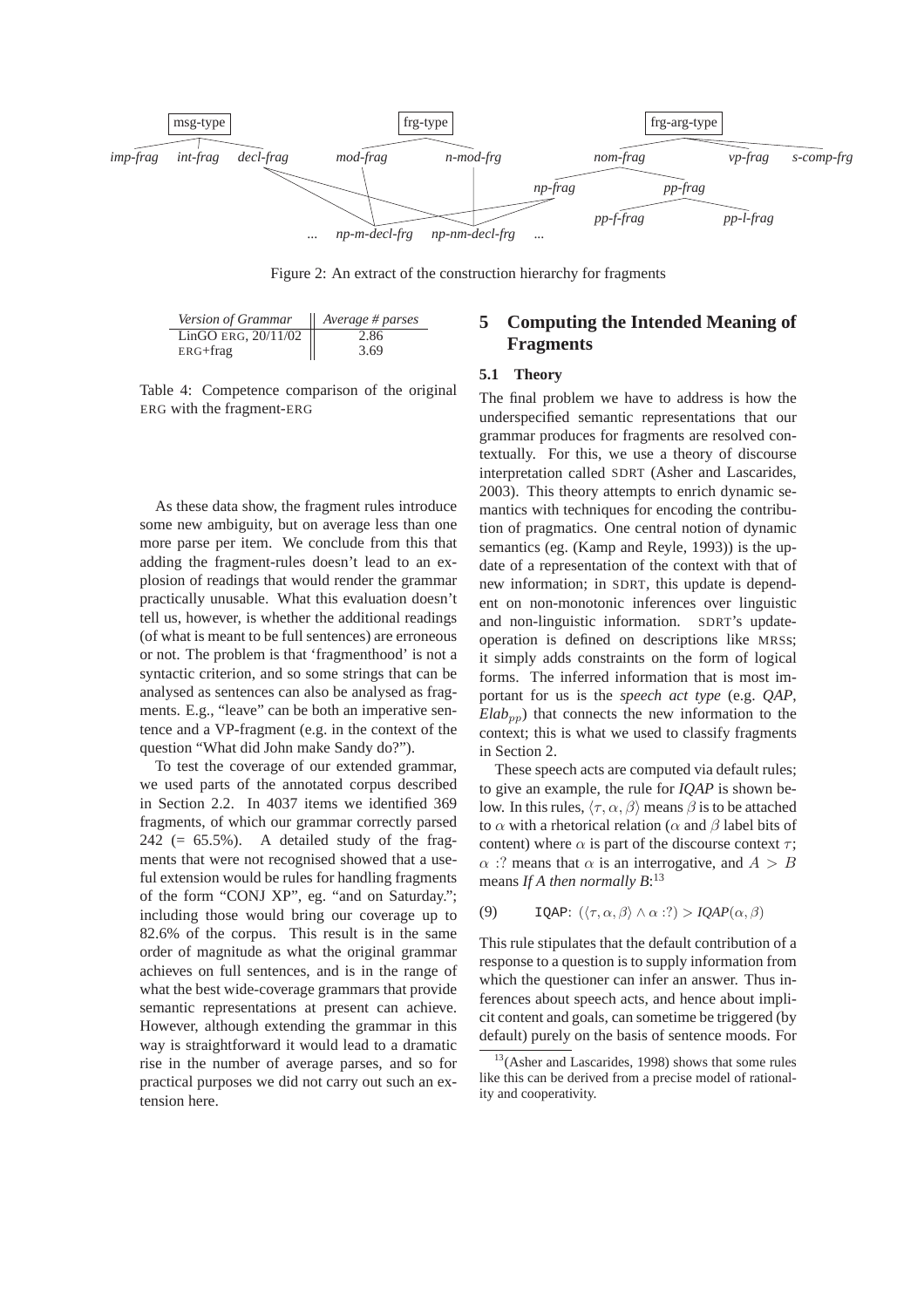Figure 2: An extract of the construction hierarchy for fragments

| *Version of Grammar* | *Average # parses* |
|---|---|
| LinGO ERG, 20/11/02 | 2.86 |
| ERG+frag | 3.69 |

Table 4: Competence comparison of the original ERG with the fragment-ERG

As these data show, the fragment rules introduce some new ambiguity, but on average less than one more parse per item. We conclude from this that adding the fragment-rules doesn't lead to an explosion of readings that would render the grammar practically unusable. What this evaluation doesn't tell us, however, is whether the additional readings (of what is meant to be full sentences) are erroneous or not. The problem is that 'fragmenthood' is not a syntactic criterion, and so some strings that can be analysed as sentences can also be analysed as fragments. E.g., "leave" can be both an imperative sentence and a VP-fragment (e.g. in the context of the question "What did John make Sandy do?").

To test the coverage of our extended grammar, we used parts of the annotated corpus described in Section 2.2. In 4037 items we identified 369 fragments, of which our grammar correctly parsed 242 (= 65.5%). A detailed study of the fragments that were not recognised showed that a useful extension would be rules for handling fragments of the form "CONJ XP", eg. "and on Saturday."; including those would bring our coverage up to 82.6% of the corpus. This result is in the same order of magnitude as what the original grammar achieves on full sentences, and is in the range of what the best wide-coverage grammars that provide semantic representations at present can achieve. However, although extending the grammar in this way is straightforward it would lead to a dramatic rise in the number of average parses, and so for practical purposes we did not carry out such an extension here.

## 5 Computing the Intended Meaning of Fragments

### 5.1 Theory

The final problem we have to address is how the underspecified semantic representations that our grammar produces for fragments are resolved contextually. For this, we use a theory of discourse interpretation called SDRT (Asher and Lascarides, 2003). This theory attempts to enrich dynamic semantics with techniques for encoding the contribution of pragmatics. One central notion of dynamic semantics (eg. (Kamp and Reyle, 1993)) is the update of a representation of the context with that of new information; in SDRT, this update is dependent on non-monotonic inferences over linguistic and non-linguistic information. SDRT's update-operation is defined on descriptions like MRSs; it simply adds constraints on the form of logical forms. The inferred information that is most important for us is the *speech act type* (e.g. *QAP*, $Elab_{pp}$) that connects the new information to the context; this is what we used to classify fragments in Section 2.

These speech acts are computed via default rules; to give an example, the rule for *IQAP* is shown below. In this rules, $\langle \tau, \alpha, \beta \rangle$ means $\beta$ is to be attached to $\alpha$ with a rhetorical relation ($\alpha$ and $\beta$ label bits of content) where $\alpha$ is part of the discourse context $\tau$; $\alpha$ :? means that $\alpha$ is an interrogative, and $A > B$ means *If A then normally B*:[13]

(9) IQAP: $(\langle \tau, \alpha, \beta \rangle \wedge \alpha :?) > IQAP(\alpha, \beta)$

This rule stipulates that the default contribution of a response to a question is to supply information from which the questioner can infer an answer. Thus inferences about speech acts, and hence about implicit content and goals, can sometime be triggered (by default) purely on the basis of sentence moods. For

[13] (Asher and Lascarides, 1998) shows that some rules like this can be derived from a precise model of rationality and cooperativity.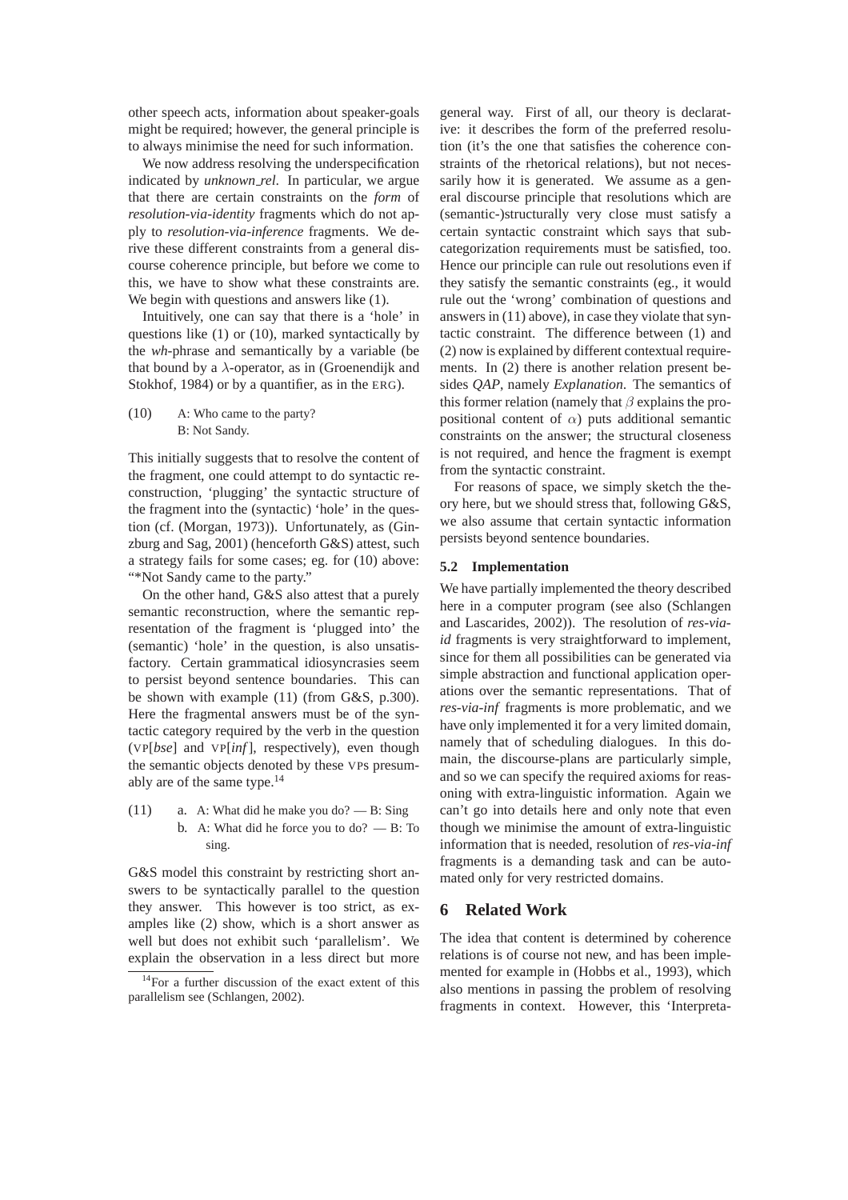other speech acts, information about speaker-goals might be required; however, the general principle is to always minimise the need for such information.

We now address resolving the underspecification indicated by *unknown_rel*. In particular, we argue that there are certain constraints on the *form* of *resolution-via-identity* fragments which do not apply to *resolution-via-inference* fragments. We derive these different constraints from a general discourse coherence principle, but before we come to this, we have to show what these constraints are. We begin with questions and answers like (1).

Intuitively, one can say that there is a 'hole' in questions like (1) or (10), marked syntactically by the *wh*-phrase and semantically by a variable (be that bound by a $\lambda$-operator, as in (Groenendijk and Stokhof, 1984) or by a quantifier, as in the ERG).

(10) A: Who came to the party?
B: Not Sandy.

This initially suggests that to resolve the content of the fragment, one could attempt to do syntactic reconstruction, 'plugging' the syntactic structure of the fragment into the (syntactic) 'hole' in the question (cf. (Morgan, 1973)). Unfortunately, as (Ginzburg and Sag, 2001) (henceforth G&S) attest, such a strategy fails for some cases; eg. for (10) above: "*Not Sandy came to the party."

On the other hand, G&S also attest that a purely semantic reconstruction, where the semantic representation of the fragment is 'plugged into' the (semantic) 'hole' in the question, is also unsatisfactory. Certain grammatical idiosyncrasies seem to persist beyond sentence boundaries. This can be shown with example (11) (from G&S, p.300). Here the fragmental answers must be of the syntactic category required by the verb in the question (VP[*bse*] and VP[*inf*], respectively), even though the semantic objects denoted by these VPs presumably are of the same type.[14]

(11) a. A: What did he make you do? — B: Sing
b. A: What did he force you to do? — B: To sing.

G&S model this constraint by restricting short answers to be syntactically parallel to the question they answer. This however is too strict, as examples like (2) show, which is a short answer as well but does not exhibit such 'parallelism'. We explain the observation in a less direct but more general way. First of all, our theory is declarative: it describes the form of the preferred resolution (it's the one that satisfies the coherence constraints of the rhetorical relations), but not necessarily how it is generated. We assume as a general discourse principle that resolutions which are (semantic-)structurally very close must satisfy a certain syntactic constraint which says that subcategorization requirements must be satisfied, too. Hence our principle can rule out resolutions even if they satisfy the semantic constraints (eg., it would rule out the 'wrong' combination of questions and answers in (11) above), in case they violate that syntactic constraint. The difference between (1) and (2) now is explained by different contextual requirements. In (2) there is another relation present besides *QAP*, namely *Explanation*. The semantics of this former relation (namely that $\beta$ explains the propositional content of $\alpha$) puts additional semantic constraints on the answer; the structural closeness is not required, and hence the fragment is exempt from the syntactic constraint.

For reasons of space, we simply sketch the theory here, but we should stress that, following G&S, we also assume that certain syntactic information persists beyond sentence boundaries.

[14] For a further discussion of the exact extent of this parallelism see (Schlangen, 2002).

### 5.2 Implementation

We have partially implemented the theory described here in a computer program (see also (Schlangen and Lascarides, 2002)). The resolution of *res-via-id* fragments is very straightforward to implement, since for them all possibilities can be generated via simple abstraction and functional application operations over the semantic representations. That of *res-via-inf* fragments is more problematic, and we have only implemented it for a very limited domain, namely that of scheduling dialogues. In this domain, the discourse-plans are particularly simple, and so we can specify the required axioms for reasoning with extra-linguistic information. Again we can't go into details here and only note that even though we minimise the amount of extra-linguistic information that is needed, resolution of *res-via-inf* fragments is a demanding task and can be automated only for very restricted domains.

## 6 Related Work

The idea that content is determined by coherence relations is of course not new, and has been implemented for example in (Hobbs et al., 1993), which also mentions in passing the problem of resolving fragments in context. However, this 'Interpreta-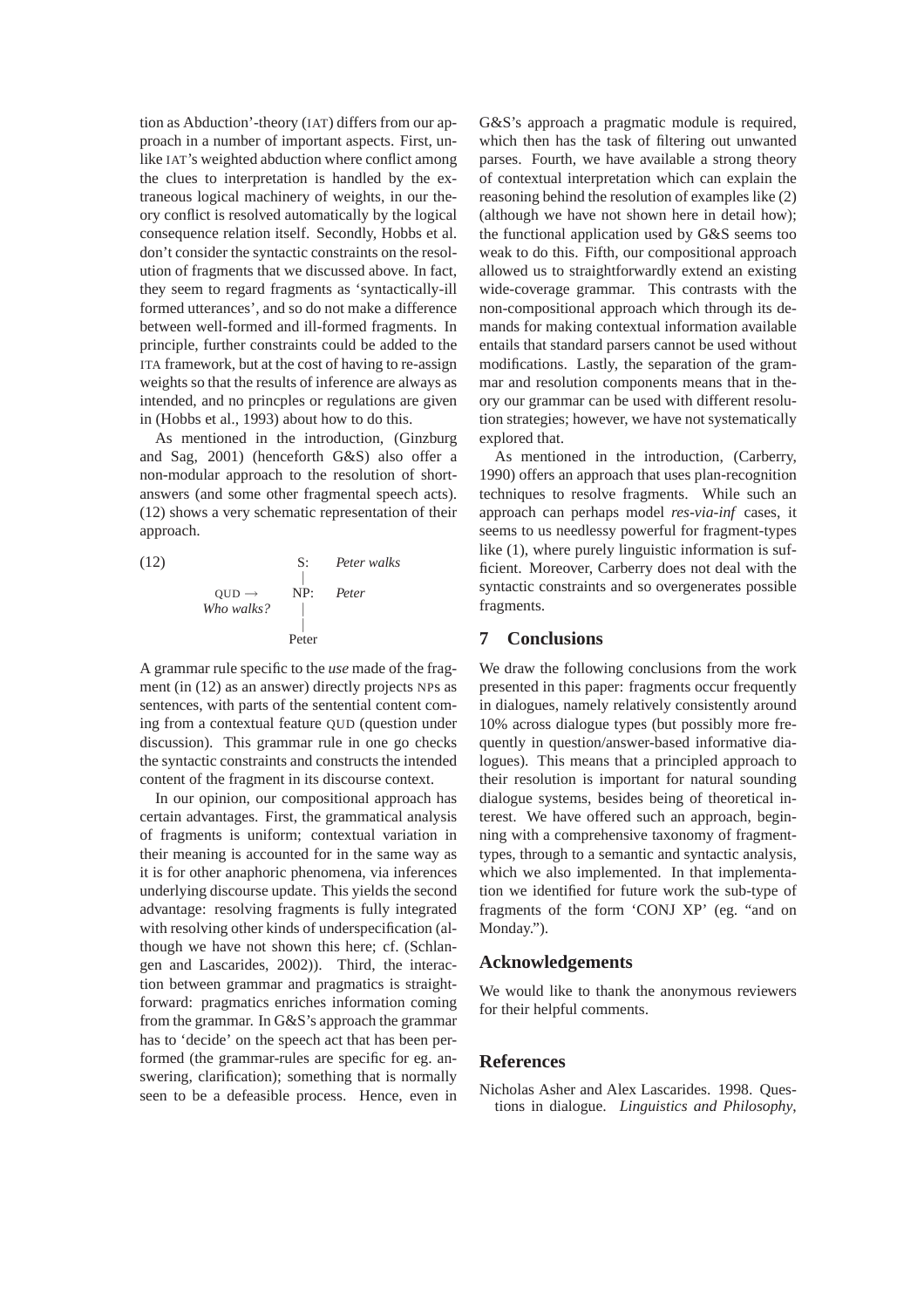tion as Abduction'-theory (IAT) differs from our approach in a number of important aspects. First, unlike IAT's weighted abduction where conflict among the clues to interpretation is handled by the extraneous logical machinery of weights, in our theory conflict is resolved automatically by the logical consequence relation itself. Secondly, Hobbs et al. don't consider the syntactic constraints on the resolution of fragments that we discussed above. In fact, they seem to regard fragments as 'syntactically-ill formed utterances', and so do not make a difference between well-formed and ill-formed fragments. In principle, further constraints could be added to the ITA framework, but at the cost of having to re-assign weights so that the results of inference are always as intended, and no princples or regulations are given in (Hobbs et al., 1993) about how to do this.

As mentioned in the introduction, (Ginzburg and Sag, 2001) (henceforth G&S) also offer a non-modular approach to the resolution of short-answers (and some other fragmental speech acts). (12) shows a very schematic representation of their approach.

```
(12)                  S:    Peter walks
                      |
        QUD →         NP:   Peter
        Who walks?    |
                      |
                      Peter
```

A grammar rule specific to the *use* made of the fragment (in (12) as an answer) directly projects NPs as sentences, with parts of the sentential content coming from a contextual feature QUD (question under discussion). This grammar rule in one go checks the syntactic constraints and constructs the intended content of the fragment in its discourse context.

In our opinion, our compositional approach has certain advantages. First, the grammatical analysis of fragments is uniform; contextual variation in their meaning is accounted for in the same way as it is for other anaphoric phenomena, via inferences underlying discourse update. This yields the second advantage: resolving fragments is fully integrated with resolving other kinds of underspecification (although we have not shown this here; cf. (Schlangen and Lascarides, 2002)). Third, the interaction between grammar and pragmatics is straightforward: pragmatics enriches information coming from the grammar. In G&S's approach the grammar has to 'decide' on the speech act that has been performed (the grammar-rules are specific for eg. answering, clarification); something that is normally seen to be a defeasible process. Hence, even in G&S's approach a pragmatic module is required, which then has the task of filtering out unwanted parses. Fourth, we have available a strong theory of contextual interpretation which can explain the reasoning behind the resolution of examples like (2) (although we have not shown here in detail how); the functional application used by G&S seems too weak to do this. Fifth, our compositional approach allowed us to straightforwardly extend an existing wide-coverage grammar. This contrasts with the non-compositional approach which through its demands for making contextual information available entails that standard parsers cannot be used without modifications. Lastly, the separation of the grammar and resolution components means that in theory our grammar can be used with different resolution strategies; however, we have not systematically explored that.

As mentioned in the introduction, (Carberry, 1990) offers an approach that uses plan-recognition techniques to resolve fragments. While such an approach can perhaps model *res-via-inf* cases, it seems to us needlessy powerful for fragment-types like (1), where purely linguistic information is sufficient. Moreover, Carberry does not deal with the syntactic constraints and so overgenerates possible fragments.

## 7 Conclusions

We draw the following conclusions from the work presented in this paper: fragments occur frequently in dialogues, namely relatively consistently around 10% across dialogue types (but possibly more frequently in question/answer-based informative dialogues). This means that a principled approach to their resolution is important for natural sounding dialogue systems, besides being of theoretical interest. We have offered such an approach, beginning with a comprehensive taxonomy of fragment-types, through to a semantic and syntactic analysis, which we also implemented. In that implementation we identified for future work the sub-type of fragments of the form 'CONJ XP' (eg. "and on Monday.").

## Acknowledgements

We would like to thank the anonymous reviewers for their helpful comments.

## References

Nicholas Asher and Alex Lascarides. 1998. Questions in dialogue. *Linguistics and Philosophy*,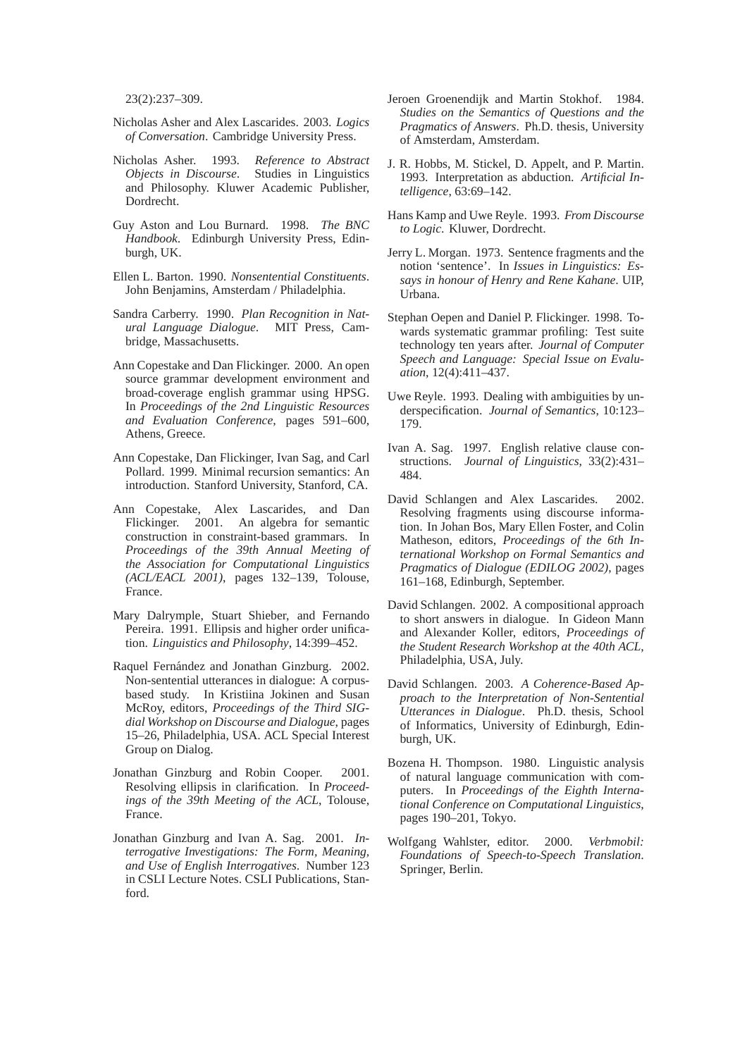23(2):237–309.

Nicholas Asher and Alex Lascarides. 2003. *Logics of Conversation*. Cambridge University Press.

Nicholas Asher. 1993. *Reference to Abstract Objects in Discourse*. Studies in Linguistics and Philosophy. Kluwer Academic Publisher, Dordrecht.

Guy Aston and Lou Burnard. 1998. *The BNC Handbook*. Edinburgh University Press, Edinburgh, UK.

Ellen L. Barton. 1990. *Nonsentential Constituents*. John Benjamins, Amsterdam / Philadelphia.

Sandra Carberry. 1990. *Plan Recognition in Natural Language Dialogue*. MIT Press, Cambridge, Massachusetts.

Ann Copestake and Dan Flickinger. 2000. An open source grammar development environment and broad-coverage english grammar using HPSG. In *Proceedings of the 2nd Linguistic Resources and Evaluation Conference*, pages 591–600, Athens, Greece.

Ann Copestake, Dan Flickinger, Ivan Sag, and Carl Pollard. 1999. Minimal recursion semantics: An introduction. Stanford University, Stanford, CA.

Ann Copestake, Alex Lascarides, and Dan Flickinger. 2001. An algebra for semantic construction in constraint-based grammars. In *Proceedings of the 39th Annual Meeting of the Association for Computational Linguistics (ACL/EACL 2001)*, pages 132–139, Tolouse, France.

Mary Dalrymple, Stuart Shieber, and Fernando Pereira. 1991. Ellipsis and higher order unification. *Linguistics and Philosophy*, 14:399–452.

Raquel Fernández and Jonathan Ginzburg. 2002. Non-sentential utterances in dialogue: A corpus-based study. In Kristiina Jokinen and Susan McRoy, editors, *Proceedings of the Third SIGdial Workshop on Discourse and Dialogue*, pages 15–26, Philadelphia, USA. ACL Special Interest Group on Dialog.

Jonathan Ginzburg and Robin Cooper. 2001. Resolving ellipsis in clarification. In *Proceedings of the 39th Meeting of the ACL*, Tolouse, France.

Jonathan Ginzburg and Ivan A. Sag. 2001. *Interrogative Investigations: The Form, Meaning, and Use of English Interrogatives*. Number 123 in CSLI Lecture Notes. CSLI Publications, Stanford.

Jeroen Groenendijk and Martin Stokhof. 1984. *Studies on the Semantics of Questions and the Pragmatics of Answers*. Ph.D. thesis, University of Amsterdam, Amsterdam.

J. R. Hobbs, M. Stickel, D. Appelt, and P. Martin. 1993. Interpretation as abduction. *Artificial Intelligence*, 63:69–142.

Hans Kamp and Uwe Reyle. 1993. *From Discourse to Logic*. Kluwer, Dordrecht.

Jerry L. Morgan. 1973. Sentence fragments and the notion 'sentence'. In *Issues in Linguistics: Essays in honour of Henry and Rene Kahane*. UIP, Urbana.

Stephan Oepen and Daniel P. Flickinger. 1998. Towards systematic grammar profiling: Test suite technology ten years after. *Journal of Computer Speech and Language: Special Issue on Evaluation*, 12(4):411–437.

Uwe Reyle. 1993. Dealing with ambiguities by underspecification. *Journal of Semantics*, 10:123–179.

Ivan A. Sag. 1997. English relative clause constructions. *Journal of Linguistics*, 33(2):431–484.

David Schlangen and Alex Lascarides. 2002. Resolving fragments using discourse information. In Johan Bos, Mary Ellen Foster, and Colin Matheson, editors, *Proceedings of the 6th International Workshop on Formal Semantics and Pragmatics of Dialogue (EDILOG 2002)*, pages 161–168, Edinburgh, September.

David Schlangen. 2002. A compositional approach to short answers in dialogue. In Gideon Mann and Alexander Koller, editors, *Proceedings of the Student Research Workshop at the 40th ACL*, Philadelphia, USA, July.

David Schlangen. 2003. *A Coherence-Based Approach to the Interpretation of Non-Sentential Utterances in Dialogue*. Ph.D. thesis, School of Informatics, University of Edinburgh, Edinburgh, UK.

Bozena H. Thompson. 1980. Linguistic analysis of natural language communication with computers. In *Proceedings of the Eighth International Conference on Computational Linguistics*, pages 190–201, Tokyo.

Wolfgang Wahlster, editor. 2000. *Verbmobil: Foundations of Speech-to-Speech Translation*. Springer, Berlin.